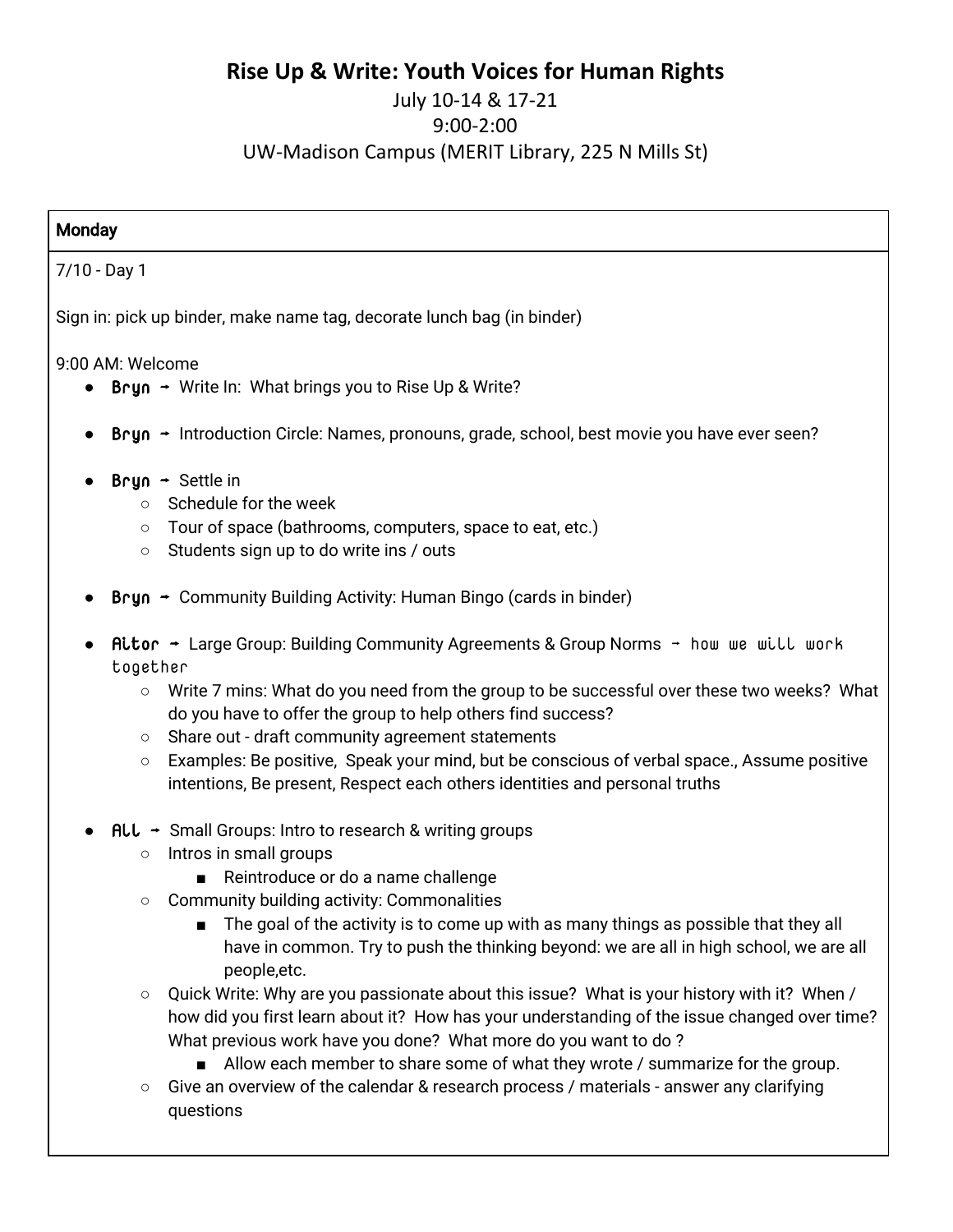# Rise Up & Write: Youth Voices for Human Rights

July 10-14 & 17-21

9:00-2:00

UW-Madison Campus (MERIT Library, 225 N Mills St)

## Monday

7/10 - Day 1

Sign in: pick up binder, make name tag, decorate lunch bag (in binder)

9:00 AM: Welcome

- Bryn → Write In: What brings you to Rise Up & Write?
- Bryn → Introduction Circle: Names, pronouns, grade, school, best movie you have ever seen?
- Bryn → Settle in
  - Schedule for the week
  - Tour of space (bathrooms, computers, space to eat, etc.)
  - Students sign up to do write ins / outs
- Bryn → Community Building Activity: Human Bingo (cards in binder)
- Aitor → Large Group: Building Community Agreements & Group Norms → how we will work together
  - Write 7 mins: What do you need from the group to be successful over these two weeks? What do you have to offer the group to help others find success?
  - Share out - draft community agreement statements
  - Examples: Be positive, Speak your mind, but be conscious of verbal space., Assume positive intentions, Be present, Respect each others identities and personal truths
- All → Small Groups: Intro to research & writing groups
  - Intros in small groups
    - Reintroduce or do a name challenge
  - Community building activity: Commonalities
    - The goal of the activity is to come up with as many things as possible that they all have in common. Try to push the thinking beyond: we are all in high school, we are all people,etc.
  - Quick Write: Why are you passionate about this issue? What is your history with it? When / how did you first learn about it? How has your understanding of the issue changed over time? What previous work have you done? What more do you want to do ?
    - Allow each member to share some of what they wrote / summarize for the group.
  - Give an overview of the calendar & research process / materials - answer any clarifying questions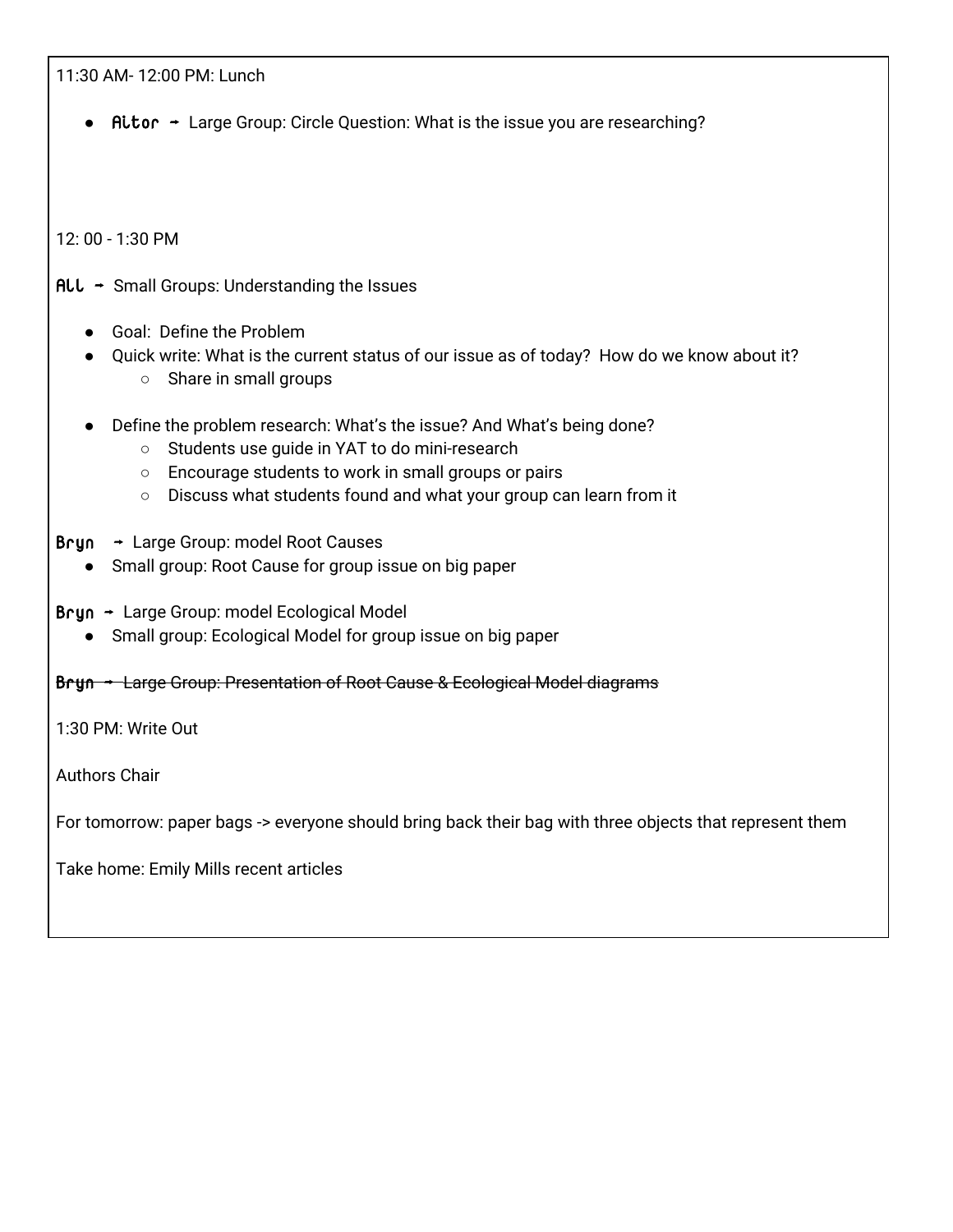11:30 AM- 12:00 PM: Lunch

- Aitor → Large Group: Circle Question: What is the issue you are researching?

12: 00 - 1:30 PM

ALL → Small Groups: Understanding the Issues

- Goal:  Define the Problem
- Quick write: What is the current status of our issue as of today?  How do we know about it?
  - Share in small groups
- Define the problem research: What's the issue? And What's being done?
  - Students use guide in YAT to do mini-research
  - Encourage students to work in small groups or pairs
  - Discuss what students found and what your group can learn from it

Bryn → Large Group: model Root Causes

- Small group: Root Cause for group issue on big paper

Bryn → Large Group: model Ecological Model

- Small group: Ecological Model for group issue on big paper

~~Bryn → Large Group: Presentation of Root Cause & Ecological Model diagrams~~

1:30 PM: Write Out

Authors Chair

For tomorrow: paper bags -> everyone should bring back their bag with three objects that represent them

Take home: Emily Mills recent articles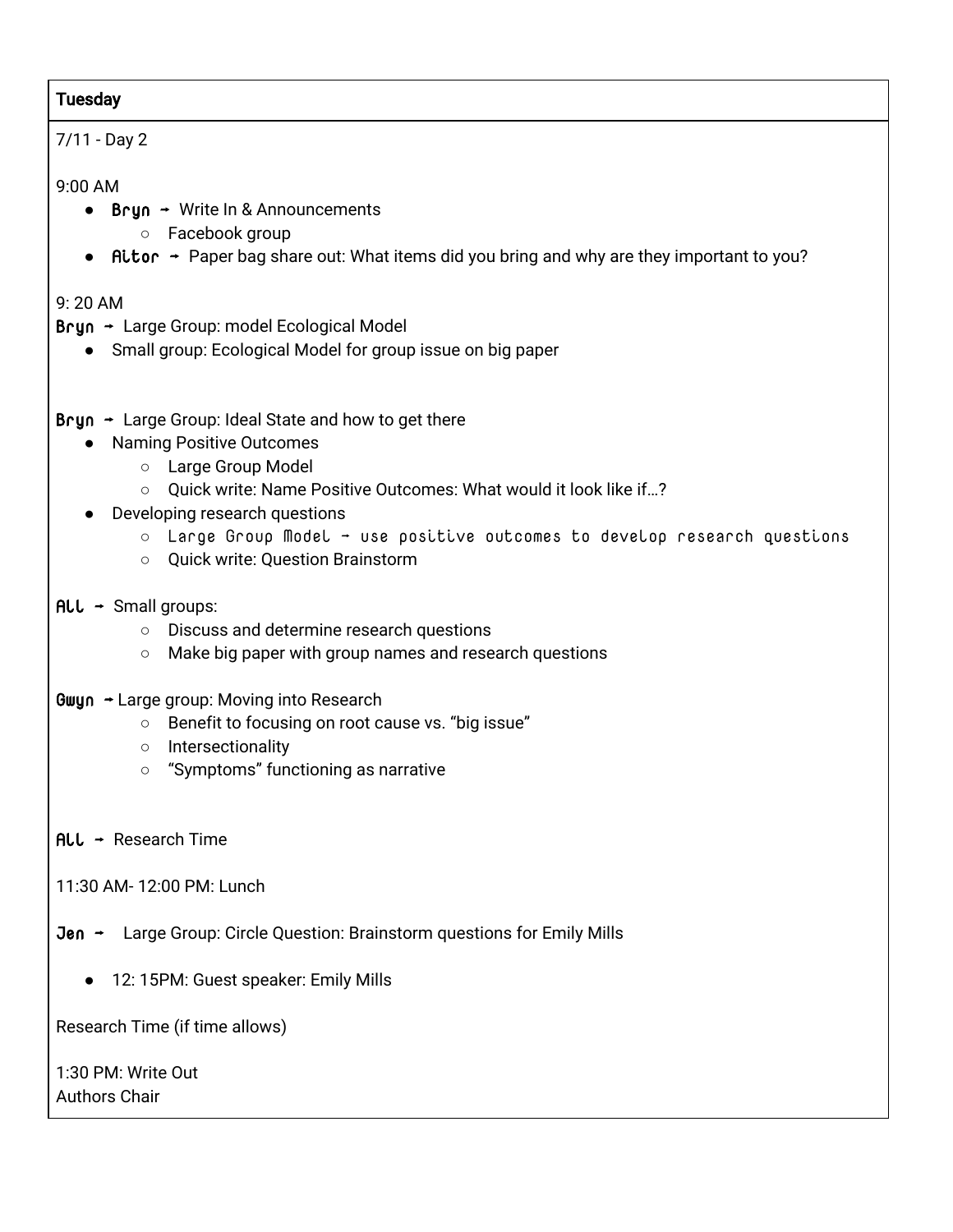| Tuesday |
|---|
| 7/11 - Day 2<br><br>9:00 AM<br>• **Bryn** → Write In & Announcements<br>  ○ Facebook group<br>• **Aitor** → Paper bag share out: What items did you bring and why are they important to you?<br><br>9: 20 AM<br>**Bryn** → Large Group: model Ecological Model<br>• Small group: Ecological Model for group issue on big paper<br><br>**Bryn** → Large Group: Ideal State and how to get there<br>• Naming Positive Outcomes<br>  ○ Large Group Model<br>  ○ Quick write: Name Positive Outcomes: What would it look like if…?<br>• Developing research questions<br>  ○ Large Group Model → use positive outcomes to develop research questions<br>  ○ Quick write: Question Brainstorm<br><br>**All** → Small groups:<br>  ○ Discuss and determine research questions<br>  ○ Make big paper with group names and research questions<br><br>**Gwyn** → Large group: Moving into Research<br>  ○ Benefit to focusing on root cause vs. "big issue"<br>  ○ Intersectionality<br>  ○ "Symptoms" functioning as narrative<br><br>**All** → Research Time<br><br>11:30 AM- 12:00 PM: Lunch<br><br>**Jen** → Large Group: Circle Question: Brainstorm questions for Emily Mills<br><br>• 12: 15PM: Guest speaker: Emily Mills<br><br>Research Time (if time allows)<br><br>1:30 PM: Write Out<br>Authors Chair |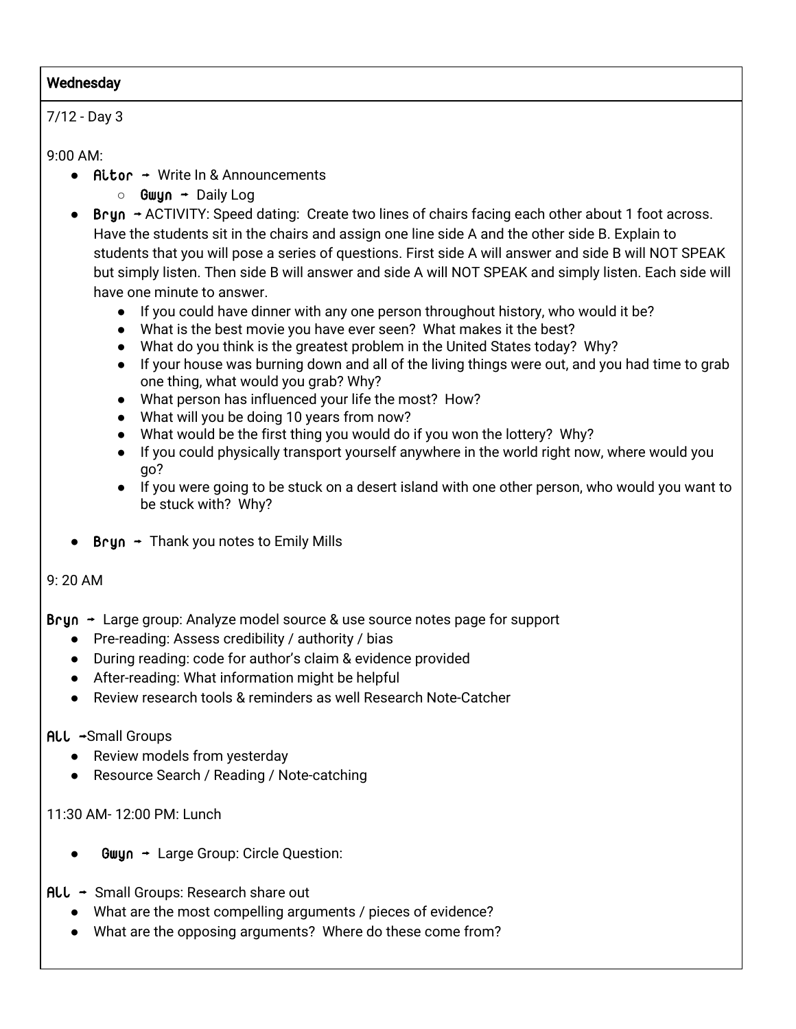**Wednesday**

7/12 - Day 3

9:00 AM:

- **Altor** → Write In & Announcements
  - **Gwyn** → Daily Log
- **Bryn** → ACTIVITY: Speed dating: Create two lines of chairs facing each other about 1 foot across. Have the students sit in the chairs and assign one line side A and the other side B. Explain to students that you will pose a series of questions. First side A will answer and side B will NOT SPEAK but simply listen. Then side B will answer and side A will NOT SPEAK and simply listen. Each side will have one minute to answer.
  - If you could have dinner with any one person throughout history, who would it be?
  - What is the best movie you have ever seen? What makes it the best?
  - What do you think is the greatest problem in the United States today? Why?
  - If your house was burning down and all of the living things were out, and you had time to grab one thing, what would you grab? Why?
  - What person has influenced your life the most? How?
  - What will you be doing 10 years from now?
  - What would be the first thing you would do if you won the lottery? Why?
  - If you could physically transport yourself anywhere in the world right now, where would you go?
  - If you were going to be stuck on a desert island with one other person, who would you want to be stuck with? Why?
- **Bryn** → Thank you notes to Emily Mills

9: 20 AM

**Bryn** → Large group: Analyze model source & use source notes page for support

- Pre-reading: Assess credibility / authority / bias
- During reading: code for author's claim & evidence provided
- After-reading: What information might be helpful
- Review research tools & reminders as well Research Note-Catcher

**All** →Small Groups

- Review models from yesterday
- Resource Search / Reading / Note-catching

11:30 AM- 12:00 PM: Lunch

- **Gwyn** → Large Group: Circle Question:

**All** → Small Groups: Research share out

- What are the most compelling arguments / pieces of evidence?
- What are the opposing arguments? Where do these come from?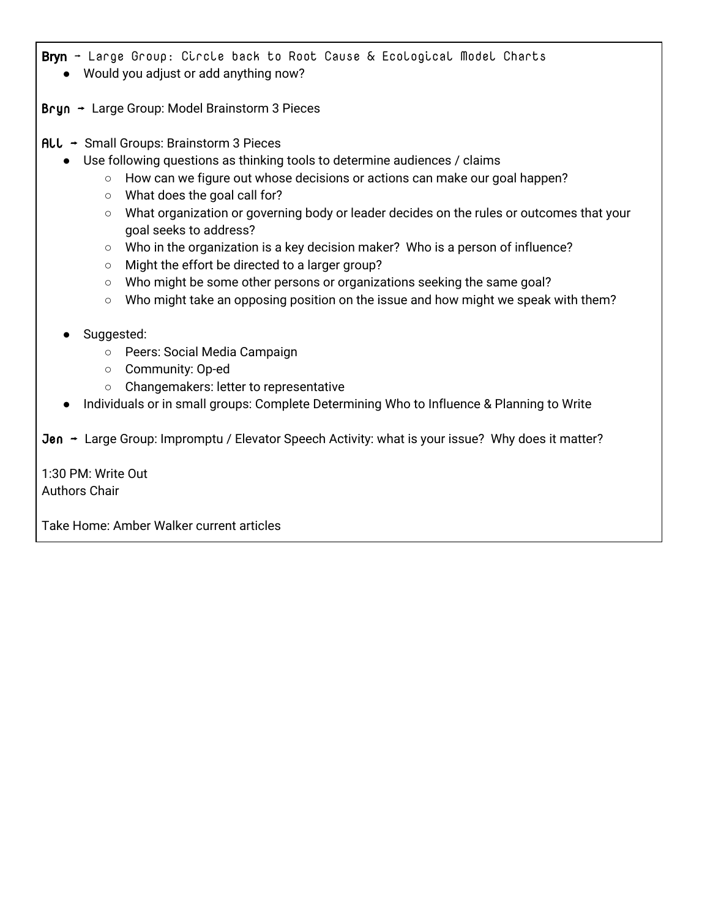**Bryn** → Large Group: Circle back to Root Cause & Ecological Model Charts

- Would you adjust or add anything now?

**Bryn** → Large Group: Model Brainstorm 3 Pieces

**All** → Small Groups: Brainstorm 3 Pieces

- Use following questions as thinking tools to determine audiences / claims
  - How can we figure out whose decisions or actions can make our goal happen?
  - What does the goal call for?
  - What organization or governing body or leader decides on the rules or outcomes that your goal seeks to address?
  - Who in the organization is a key decision maker? Who is a person of influence?
  - Might the effort be directed to a larger group?
  - Who might be some other persons or organizations seeking the same goal?
  - Who might take an opposing position on the issue and how might we speak with them?

- Suggested:
  - Peers: Social Media Campaign
  - Community: Op-ed
  - Changemakers: letter to representative
- Individuals or in small groups: Complete Determining Who to Influence & Planning to Write

**Jen** → Large Group: Impromptu / Elevator Speech Activity: what is your issue? Why does it matter?

1:30 PM: Write Out
Authors Chair

Take Home: Amber Walker current articles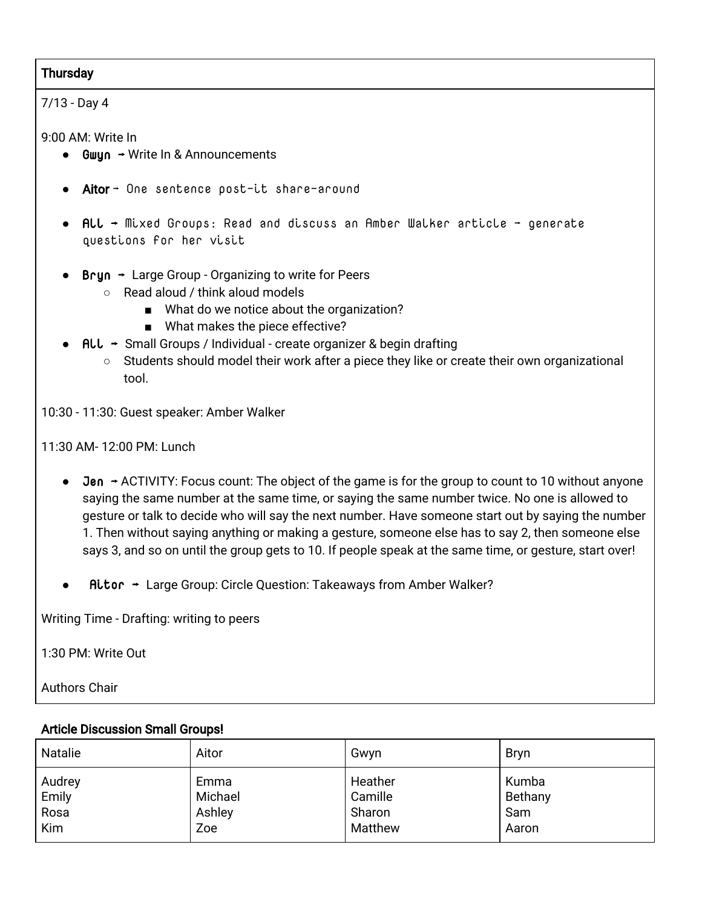**Thursday**

7/13 - Day 4

9:00 AM: Write In

- **Gwyn** → Write In & Announcements
- **Aitor** → One sentence post-it share-around
- **All** → Mixed Groups: Read and discuss an Amber Walker article - generate questions for her visit
- **Bryn** → Large Group - Organizing to write for Peers
  - Read aloud / think aloud models
    - What do we notice about the organization?
    - What makes the piece effective?
- **All** → Small Groups / Individual - create organizer & begin drafting
  - Students should model their work after a piece they like or create their own organizational tool.

10:30 - 11:30: Guest speaker: Amber Walker

11:30 AM- 12:00 PM: Lunch

- **Jen** → ACTIVITY: Focus count: The object of the game is for the group to count to 10 without anyone saying the same number at the same time, or saying the same number twice. No one is allowed to gesture or talk to decide who will say the next number. Have someone start out by saying the number 1. Then without saying anything or making a gesture, someone else has to say 2, then someone else says 3, and so on until the group gets to 10. If people speak at the same time, or gesture, start over!
- **Aitor** → Large Group: Circle Question: Takeaways from Amber Walker?

Writing Time - Drafting: writing to peers

1:30 PM: Write Out

Authors Chair

**Article Discussion Small Groups!**

| Natalie | Aitor | Gwyn | Bryn |
|---|---|---|---|
| Audrey<br>Emily<br>Rosa<br>Kim | Emma<br>Michael<br>Ashley<br>Zoe | Heather<br>Camille<br>Sharon<br>Matthew | Kumba<br>Bethany<br>Sam<br>Aaron |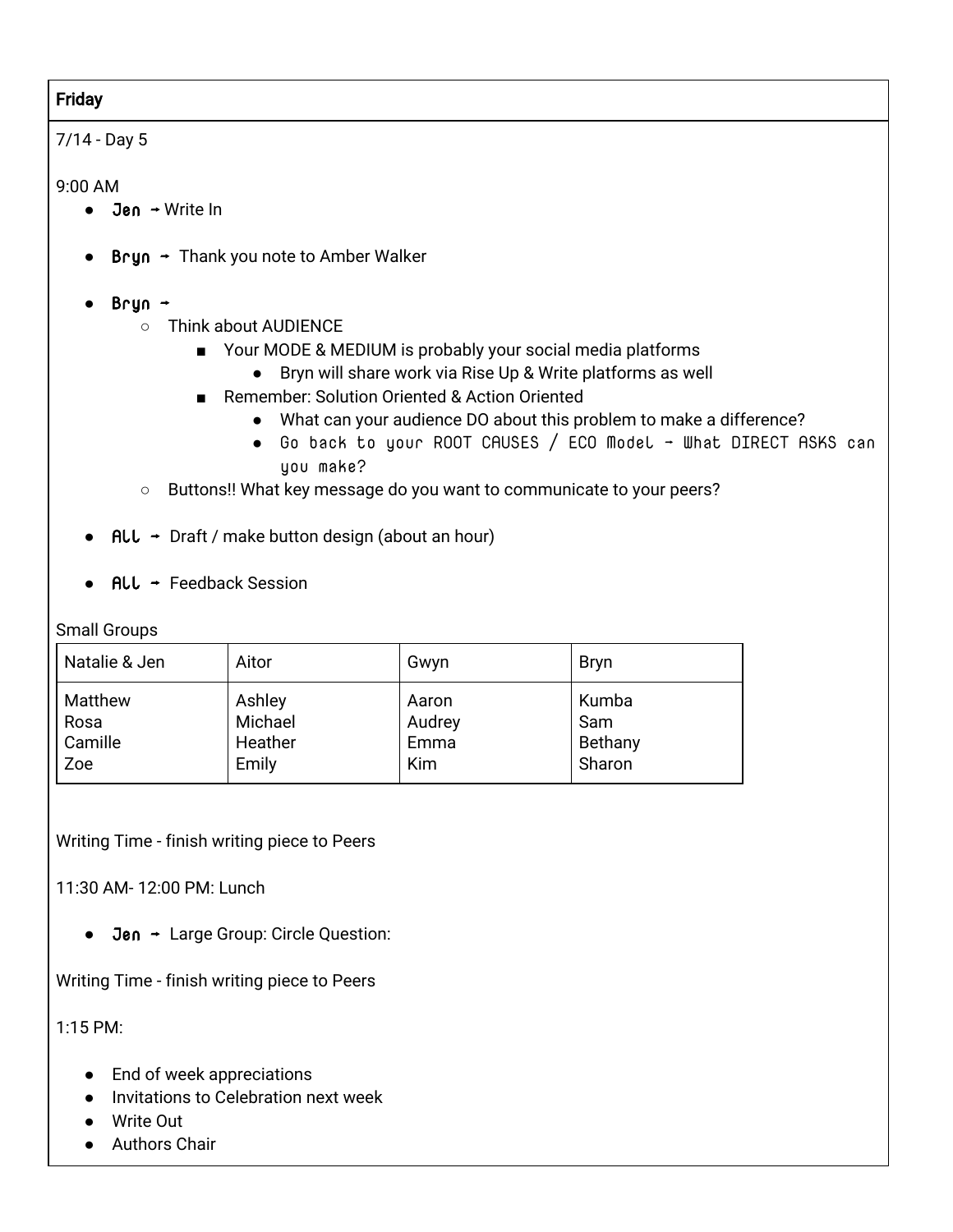**Friday**

7/14 - Day 5

9:00 AM

- Jen → Write In

- Bryn → Thank you note to Amber Walker

- Bryn →
  - Think about AUDIENCE
    - Your MODE & MEDIUM is probably your social media platforms
      - Bryn will share work via Rise Up & Write platforms as well
    - Remember: Solution Oriented & Action Oriented
      - What can your audience DO about this problem to make a difference?
      - Go back to your ROOT CAUSES / ECO Model → What DIRECT ASKS can you make?
  - Buttons!! What key message do you want to communicate to your peers?

- All → Draft / make button design (about an hour)

- All → Feedback Session

Small Groups

| Natalie & Jen | Aitor | Gwyn | Bryn |
|---|---|---|---|
| Matthew<br>Rosa<br>Camille<br>Zoe | Ashley<br>Michael<br>Heather<br>Emily | Aaron<br>Audrey<br>Emma<br>Kim | Kumba<br>Sam<br>Bethany<br>Sharon |

Writing Time - finish writing piece to Peers

11:30 AM- 12:00 PM: Lunch

- Jen → Large Group: Circle Question:

Writing Time - finish writing piece to Peers

1:15 PM:

- End of week appreciations
- Invitations to Celebration next week
- Write Out
- Authors Chair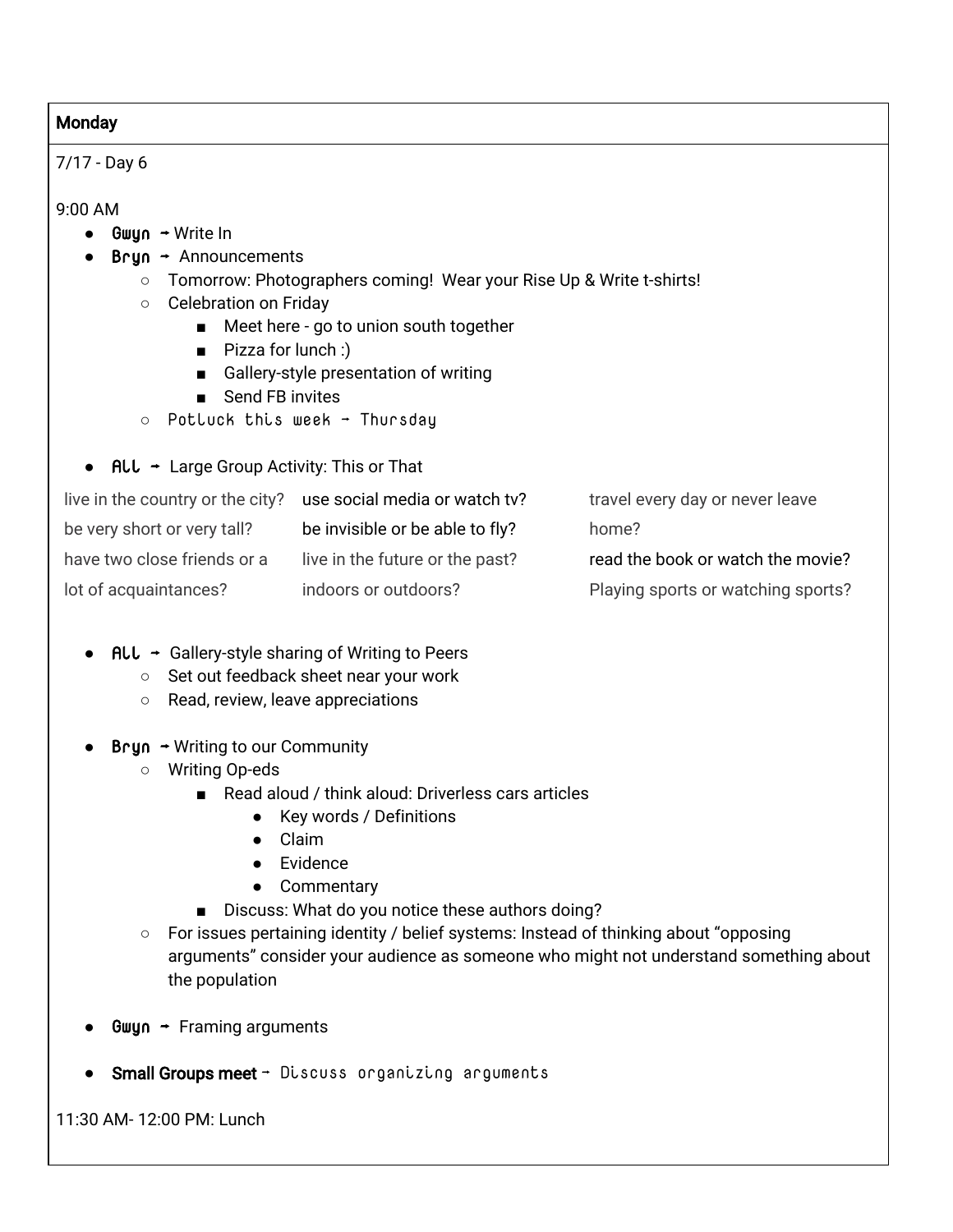**Monday**

7/17 - Day 6

9:00 AM

- **Gwyn** → Write In
- **Bryn** → Announcements
  - Tomorrow: Photographers coming! Wear your Rise Up & Write t-shirts!
  - Celebration on Friday
    - Meet here - go to union south together
    - Pizza for lunch :)
    - Gallery-style presentation of writing
    - Send FB invites
  - Potluck this week → Thursday
- **All** → Large Group Activity: This or That

| | | |
|---|---|---|
| live in the country or the city? | use social media or watch tv? | travel every day or never leave home? |
| be very short or very tall? | be invisible or be able to fly? | read the book or watch the movie? |
| have two close friends or a lot of acquaintances? | live in the future or the past? | Playing sports or watching sports? |
| | indoors or outdoors? | |

- **All** → Gallery-style sharing of Writing to Peers
  - Set out feedback sheet near your work
  - Read, review, leave appreciations
- **Bryn** → Writing to our Community
  - Writing Op-eds
    - Read aloud / think aloud: Driverless cars articles
      - Key words / Definitions
      - Claim
      - Evidence
      - Commentary
    - Discuss: What do you notice these authors doing?
  - For issues pertaining identity / belief systems: Instead of thinking about "opposing arguments" consider your audience as someone who might not understand something about the population
- **Gwyn** → Framing arguments
- **Small Groups meet** → Discuss organizing arguments

11:30 AM- 12:00 PM: Lunch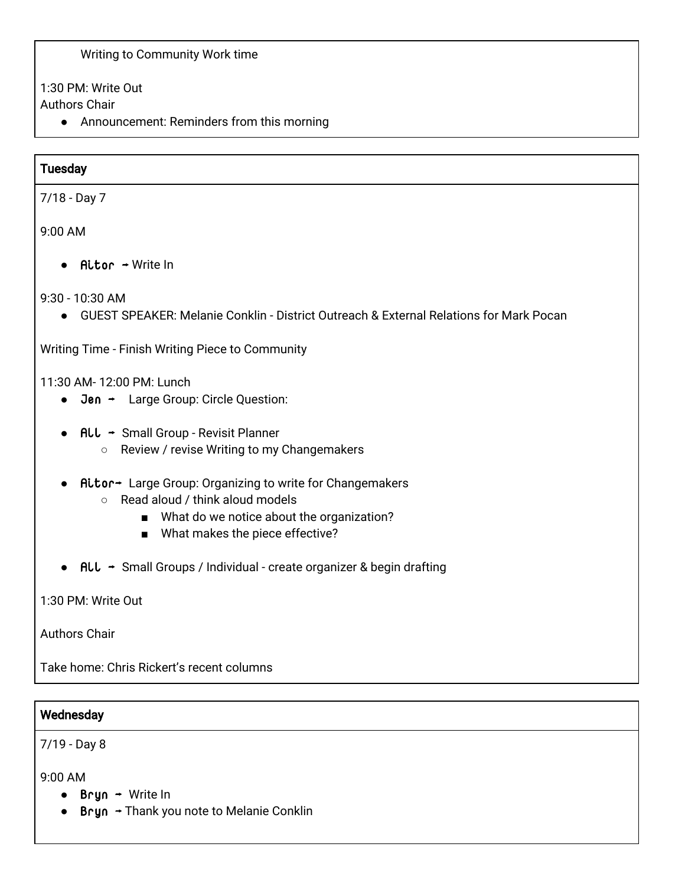Writing to Community Work time

1:30 PM: Write Out
Authors Chair

- Announcement: Reminders from this morning

## Tuesday

7/18 - Day 7

9:00 AM

- Aitor → Write In

9:30 - 10:30 AM

- GUEST SPEAKER: Melanie Conklin - District Outreach & External Relations for Mark Pocan

Writing Time - Finish Writing Piece to Community

11:30 AM- 12:00 PM: Lunch

- Jen → Large Group: Circle Question:
- All → Small Group - Revisit Planner
  - Review / revise Writing to my Changemakers
- Aitor→ Large Group: Organizing to write for Changemakers
  - Read aloud / think aloud models
    - What do we notice about the organization?
    - What makes the piece effective?
- All → Small Groups / Individual - create organizer & begin drafting

1:30 PM: Write Out

Authors Chair

Take home: Chris Rickert's recent columns

## Wednesday

7/19 - Day 8

9:00 AM

- Bryn → Write In
- Bryn → Thank you note to Melanie Conklin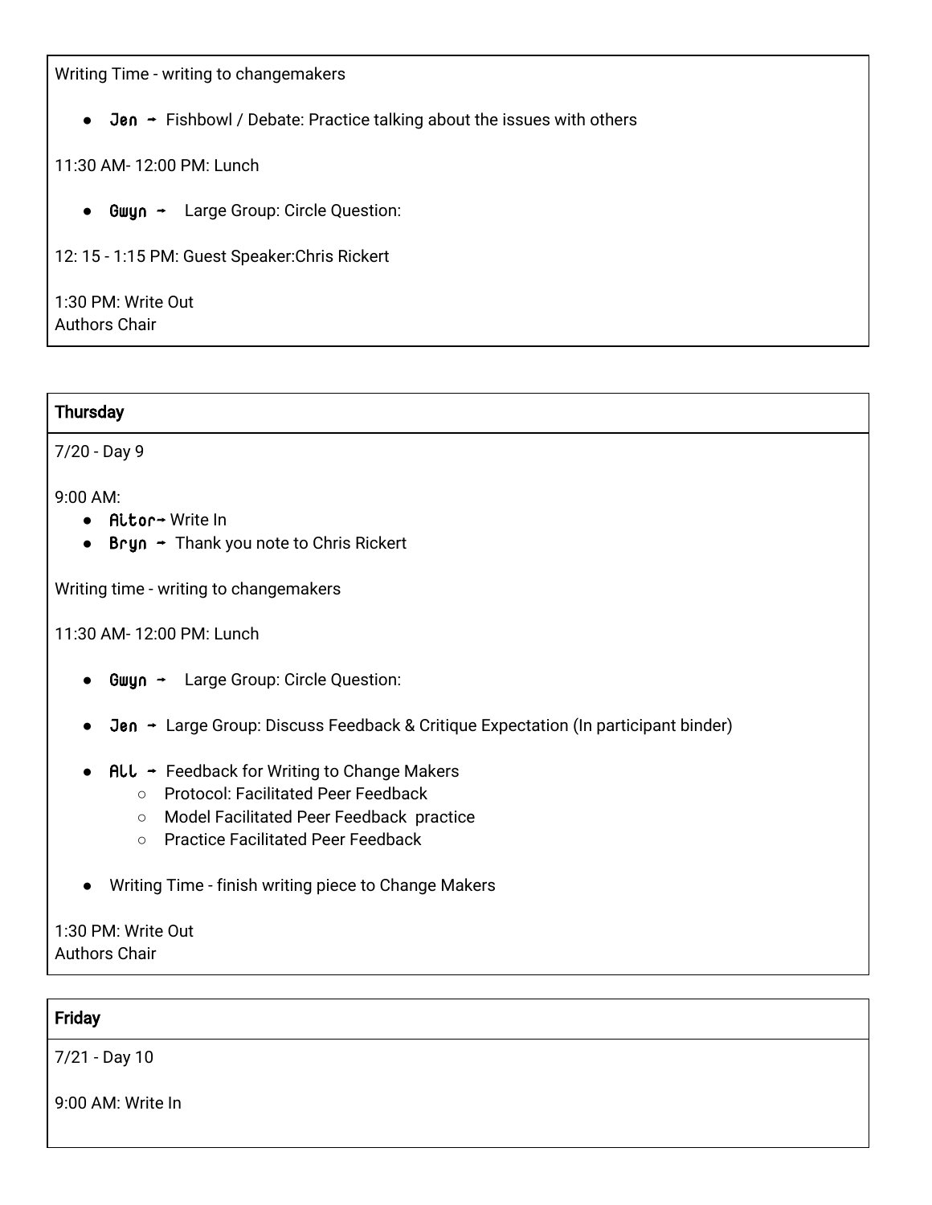Writing Time - writing to changemakers

- Jen → Fishbowl / Debate: Practice talking about the issues with others

11:30 AM- 12:00 PM: Lunch

- Gwyn → Large Group: Circle Question:

12: 15 - 1:15 PM: Guest Speaker:Chris Rickert

1:30 PM: Write Out
Authors Chair

**Thursday**

7/20 - Day 9

9:00 AM:

- Altor→ Write In
- Bryn → Thank you note to Chris Rickert

Writing time - writing to changemakers

11:30 AM- 12:00 PM: Lunch

- Gwyn → Large Group: Circle Question:
- Jen → Large Group: Discuss Feedback & Critique Expectation (In participant binder)
- All → Feedback for Writing to Change Makers
  - Protocol: Facilitated Peer Feedback
  - Model Facilitated Peer Feedback practice
  - Practice Facilitated Peer Feedback
- Writing Time - finish writing piece to Change Makers

1:30 PM: Write Out
Authors Chair

**Friday**

7/21 - Day 10

9:00 AM: Write In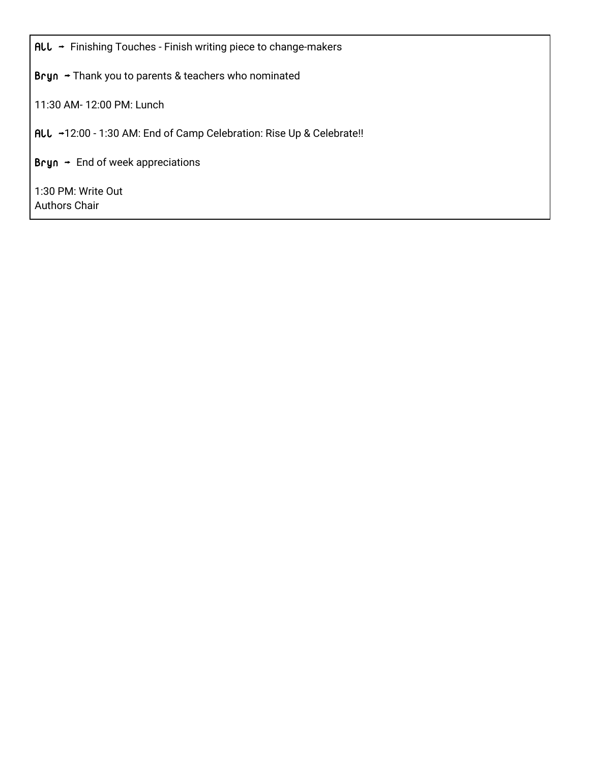ALL → Finishing Touches - Finish writing piece to change-makers

Bryn → Thank you to parents & teachers who nominated

11:30 AM- 12:00 PM: Lunch

ALL →12:00 - 1:30 AM: End of Camp Celebration: Rise Up & Celebrate!!

Bryn → End of week appreciations

1:30 PM: Write Out
Authors Chair